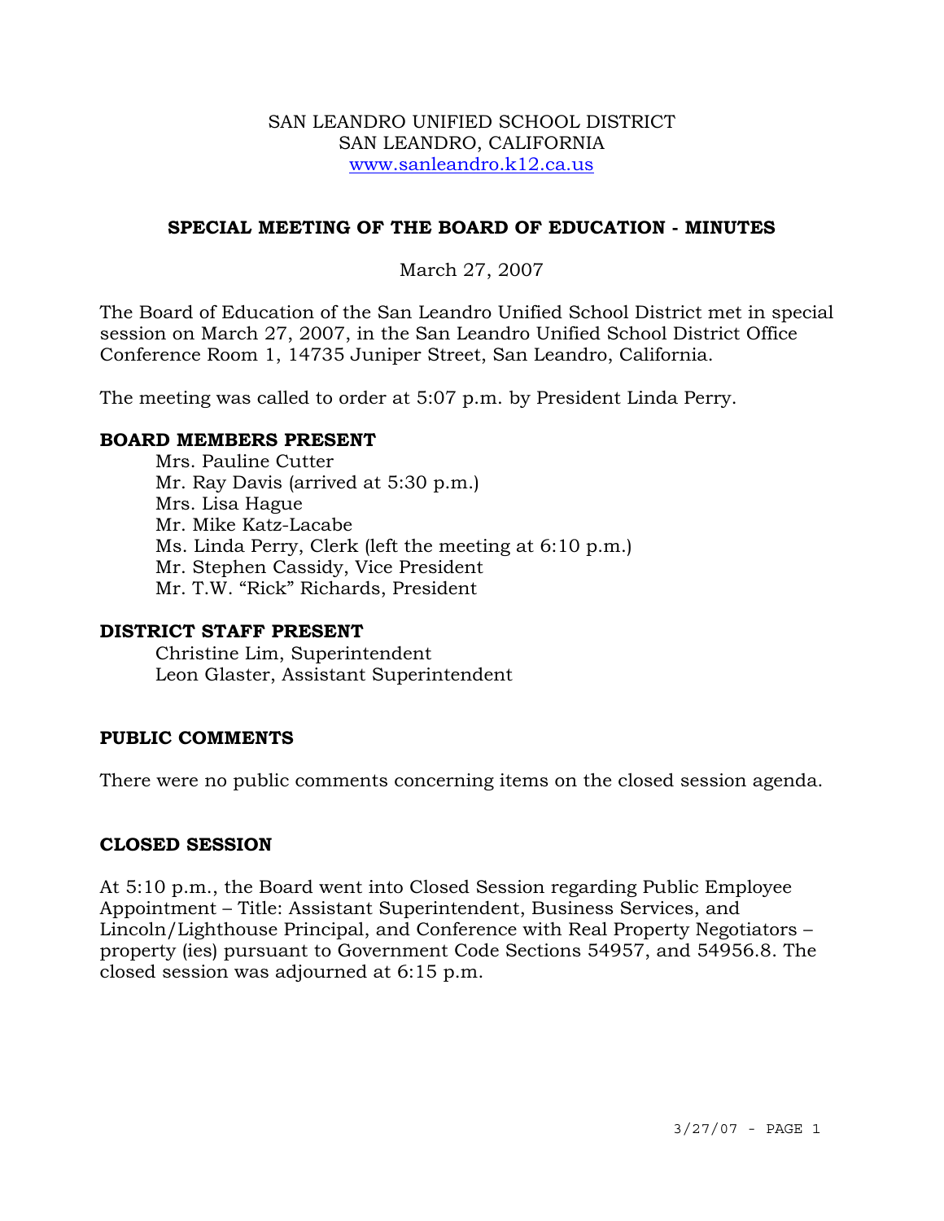SAN LEANDRO UNIFIED SCHOOL DISTRICT
SAN LEANDRO, CALIFORNIA
www.sanleandro.k12.ca.us

## SPECIAL MEETING OF THE BOARD OF EDUCATION - MINUTES

March 27, 2007

The Board of Education of the San Leandro Unified School District met in special session on March 27, 2007, in the San Leandro Unified School District Office Conference Room 1, 14735 Juniper Street, San Leandro, California.

The meeting was called to order at 5:07 p.m. by President Linda Perry.

### BOARD MEMBERS PRESENT

Mrs. Pauline Cutter
Mr. Ray Davis (arrived at 5:30 p.m.)
Mrs. Lisa Hague
Mr. Mike Katz-Lacabe
Ms. Linda Perry, Clerk (left the meeting at 6:10 p.m.)
Mr. Stephen Cassidy, Vice President
Mr. T.W. "Rick" Richards, President

### DISTRICT STAFF PRESENT

Christine Lim, Superintendent
Leon Glaster, Assistant Superintendent

### PUBLIC COMMENTS

There were no public comments concerning items on the closed session agenda.

### CLOSED SESSION

At 5:10 p.m., the Board went into Closed Session regarding Public Employee Appointment – Title: Assistant Superintendent, Business Services, and Lincoln/Lighthouse Principal, and Conference with Real Property Negotiators – property (ies) pursuant to Government Code Sections 54957, and 54956.8. The closed session was adjourned at 6:15 p.m.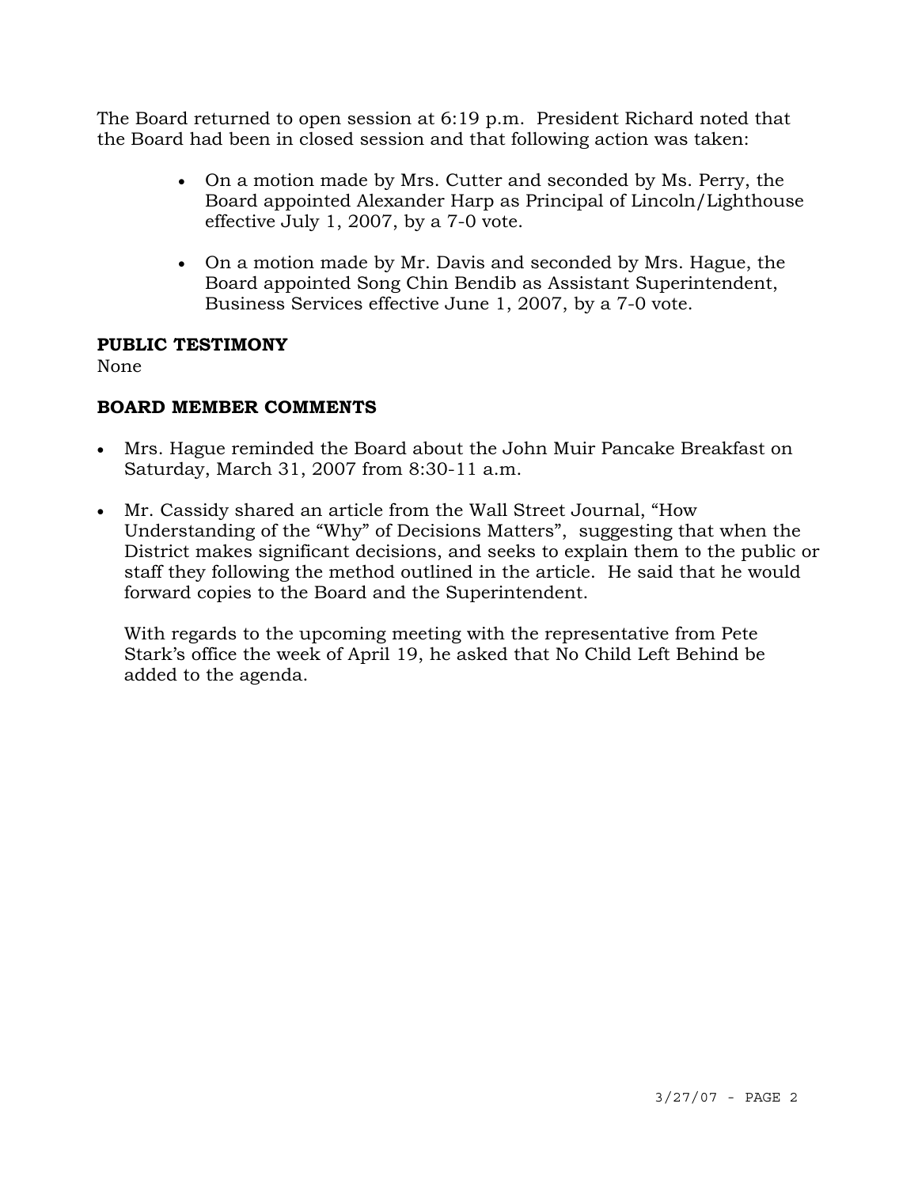The Board returned to open session at 6:19 p.m. President Richard noted that the Board had been in closed session and that following action was taken:

- On a motion made by Mrs. Cutter and seconded by Ms. Perry, the Board appointed Alexander Harp as Principal of Lincoln/Lighthouse effective July 1, 2007, by a 7-0 vote.
- On a motion made by Mr. Davis and seconded by Mrs. Hague, the Board appointed Song Chin Bendib as Assistant Superintendent, Business Services effective June 1, 2007, by a 7-0 vote.

**PUBLIC TESTIMONY**

None

**BOARD MEMBER COMMENTS**

- Mrs. Hague reminded the Board about the John Muir Pancake Breakfast on Saturday, March 31, 2007 from 8:30-11 a.m.
- Mr. Cassidy shared an article from the Wall Street Journal, "How Understanding of the "Why" of Decisions Matters", suggesting that when the District makes significant decisions, and seeks to explain them to the public or staff they following the method outlined in the article. He said that he would forward copies to the Board and the Superintendent.

  With regards to the upcoming meeting with the representative from Pete Stark's office the week of April 19, he asked that No Child Left Behind be added to the agenda.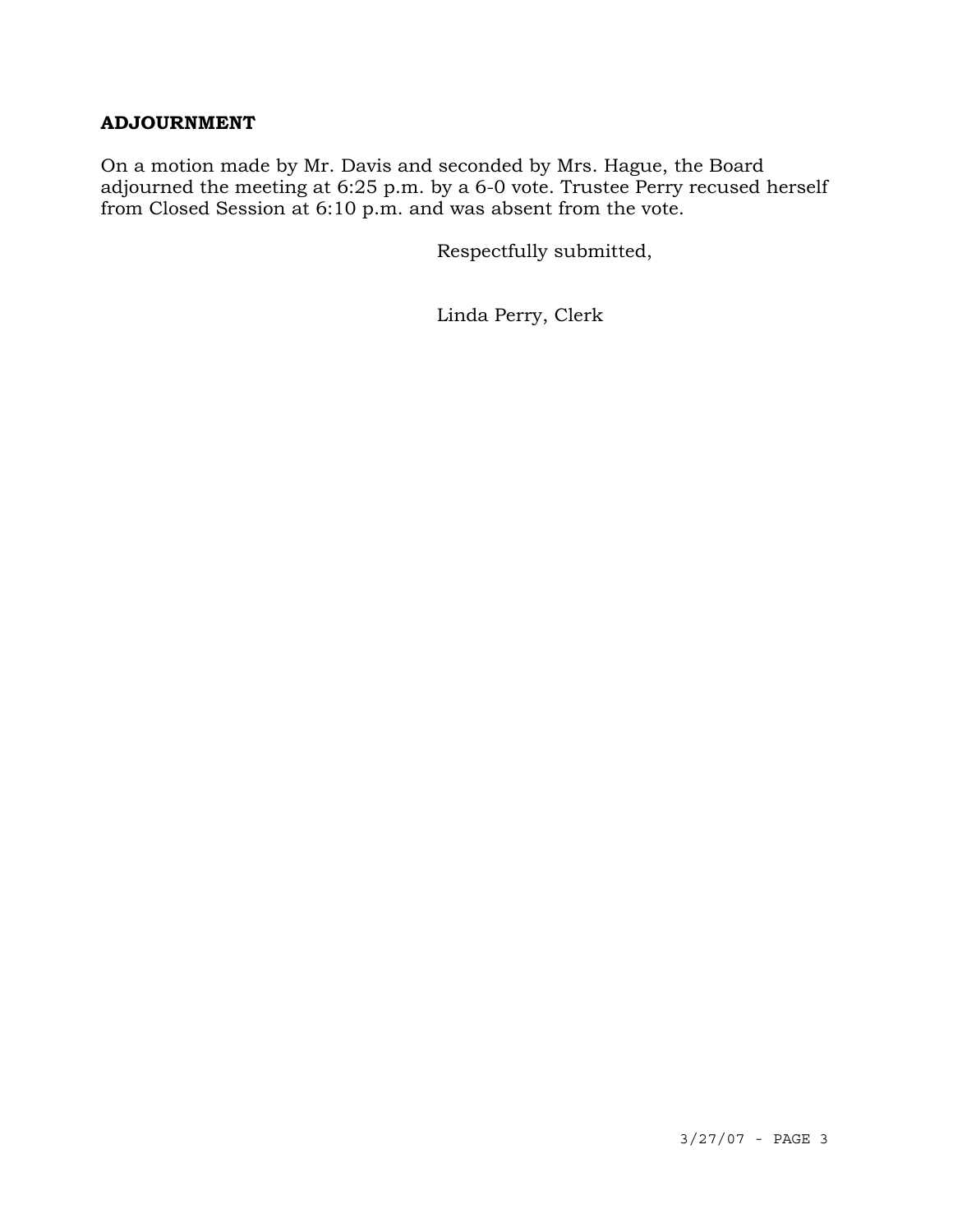**ADJOURNMENT**

On a motion made by Mr. Davis and seconded by Mrs. Hague, the Board adjourned the meeting at 6:25 p.m. by a 6-0 vote. Trustee Perry recused herself from Closed Session at 6:10 p.m. and was absent from the vote.

Respectfully submitted,

Linda Perry, Clerk